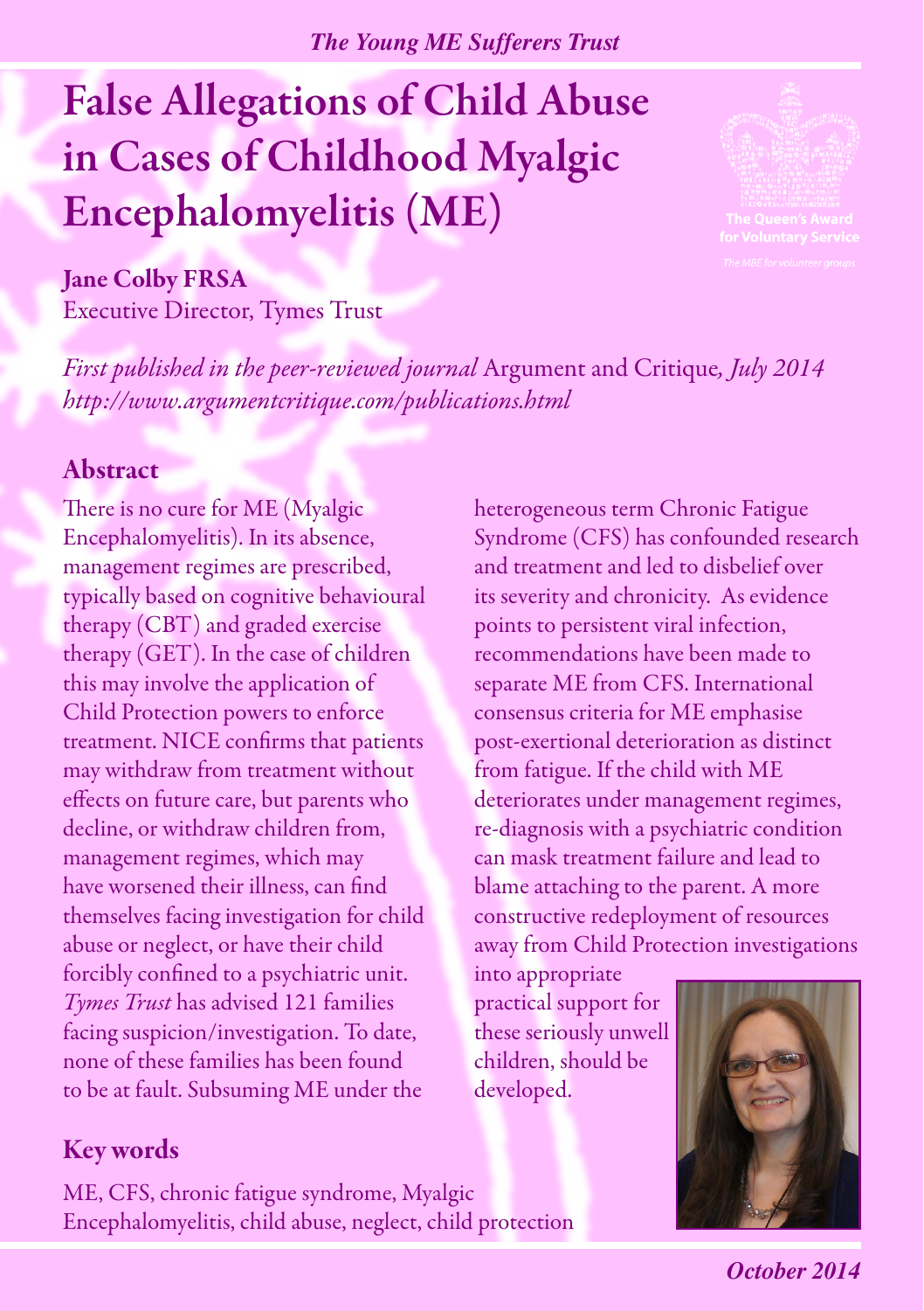*The Young ME Sufferers Trust*

# False Allegations of Child Abuse in Cases of Childhood Myalgic Encephalomyelitis (ME)

The Queen's Award for Voluntary Service

*The MBE for volunteer groups*

**Jane Colby FRSA**
Executive Director, Tymes Trust

*First published in the peer-reviewed journal* Argument and Critique*, July 2014*
*http://www.argumentcritique.com/publications.html*

## Abstract

There is no cure for ME (Myalgic Encephalomyelitis). In its absence, management regimes are prescribed, typically based on cognitive behavioural therapy (CBT) and graded exercise therapy (GET). In the case of children this may involve the application of Child Protection powers to enforce treatment. NICE confirms that patients may withdraw from treatment without effects on future care, but parents who decline, or withdraw children from, management regimes, which may have worsened their illness, can find themselves facing investigation for child abuse or neglect, or have their child forcibly confined to a psychiatric unit. *Tymes Trust* has advised 121 families facing suspicion/investigation. To date, none of these families has been found to be at fault. Subsuming ME under the heterogeneous term Chronic Fatigue Syndrome (CFS) has confounded research and treatment and led to disbelief over its severity and chronicity. As evidence points to persistent viral infection, recommendations have been made to separate ME from CFS. International consensus criteria for ME emphasise post-exertional deterioration as distinct from fatigue. If the child with ME deteriorates under management regimes, re-diagnosis with a psychiatric condition can mask treatment failure and lead to blame attaching to the parent. A more constructive redeployment of resources away from Child Protection investigations into appropriate practical support for these seriously unwell children, should be developed.

## Key words

ME, CFS, chronic fatigue syndrome, Myalgic Encephalomyelitis, child abuse, neglect, child protection

*October 2014*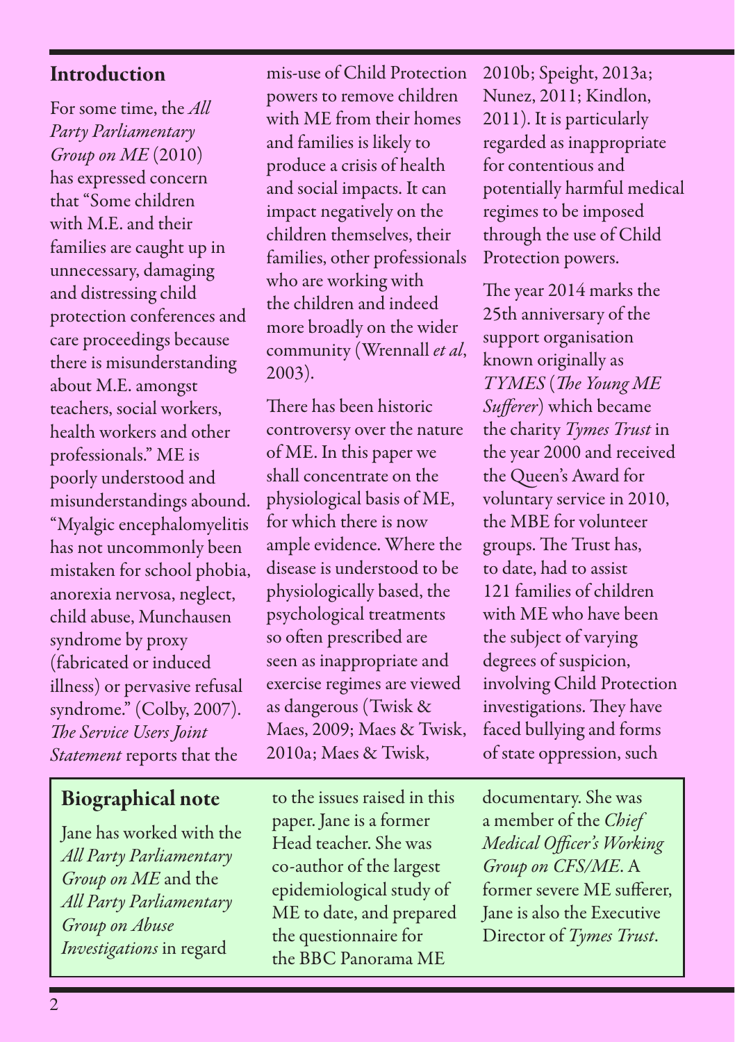## Introduction

For some time, the *All Party Parliamentary Group on ME* (2010) has expressed concern that "Some children with M.E. and their families are caught up in unnecessary, damaging and distressing child protection conferences and care proceedings because there is misunderstanding about M.E. amongst teachers, social workers, health workers and other professionals." ME is poorly understood and misunderstandings abound. "Myalgic encephalomyelitis has not uncommonly been mistaken for school phobia, anorexia nervosa, neglect, child abuse, Munchausen syndrome by proxy (fabricated or induced illness) or pervasive refusal syndrome." (Colby, 2007). *The Service Users Joint Statement* reports that the mis-use of Child Protection powers to remove children with ME from their homes and families is likely to produce a crisis of health and social impacts. It can impact negatively on the children themselves, their families, other professionals who are working with the children and indeed more broadly on the wider community (Wrennall *et al*, 2003).

There has been historic controversy over the nature of ME. In this paper we shall concentrate on the physiological basis of ME, for which there is now ample evidence. Where the disease is understood to be physiologically based, the psychological treatments so often prescribed are seen as inappropriate and exercise regimes are viewed as dangerous (Twisk & Maes, 2009; Maes & Twisk, 2010a; Maes & Twisk, 2010b; Speight, 2013a; Nunez, 2011; Kindlon, 2011). It is particularly regarded as inappropriate for contentious and potentially harmful medical regimes to be imposed through the use of Child Protection powers.

The year 2014 marks the 25th anniversary of the support organisation known originally as *TYMES* (*The Young ME Sufferer*) which became the charity *Tymes Trust* in the year 2000 and received the Queen's Award for voluntary service in 2010, the MBE for volunteer groups. The Trust has, to date, had to assist 121 families of children with ME who have been the subject of varying degrees of suspicion, involving Child Protection investigations. They have faced bullying and forms of state oppression, such

## Biographical note

Jane has worked with the *All Party Parliamentary Group on ME* and the *All Party Parliamentary Group on Abuse Investigations* in regard to the issues raised in this paper. Jane is a former Head teacher. She was co-author of the largest epidemiological study of ME to date, and prepared the questionnaire for the BBC Panorama ME documentary. She was a member of the *Chief Medical Officer's Working Group on CFS/ME*. A former severe ME sufferer, Jane is also the Executive Director of *Tymes Trust*.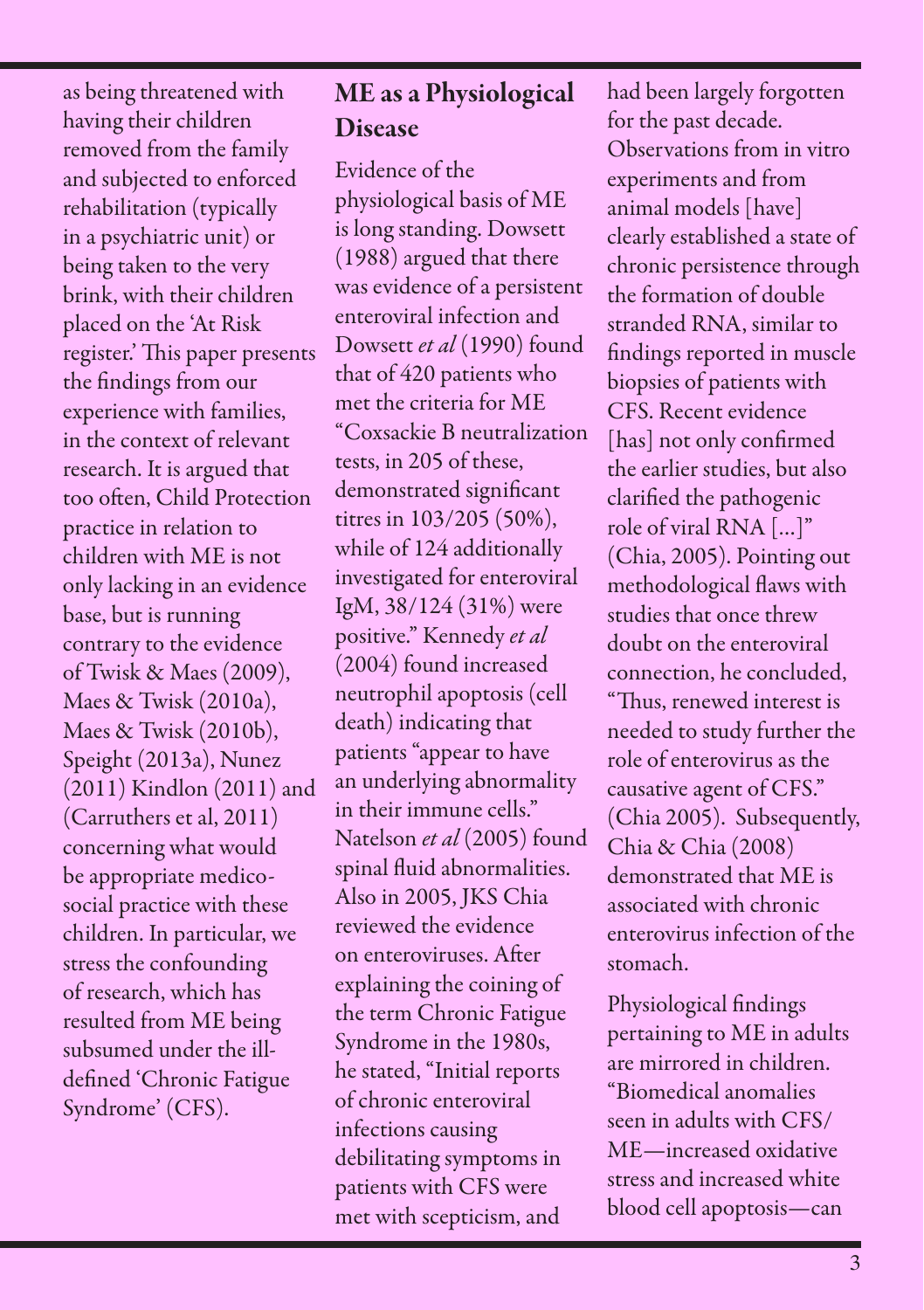as being threatened with having their children removed from the family and subjected to enforced rehabilitation (typically in a psychiatric unit) or being taken to the very brink, with their children placed on the 'At Risk register.' This paper presents the findings from our experience with families, in the context of relevant research. It is argued that too often, Child Protection practice in relation to children with ME is not only lacking in an evidence base, but is running contrary to the evidence of Twisk & Maes (2009), Maes & Twisk (2010a), Maes & Twisk (2010b), Speight (2013a), Nunez (2011) Kindlon (2011) and (Carruthers et al, 2011) concerning what would be appropriate medico-social practice with these children. In particular, we stress the confounding of research, which has resulted from ME being subsumed under the ill-defined 'Chronic Fatigue Syndrome' (CFS).

## ME as a Physiological Disease

Evidence of the physiological basis of ME is long standing. Dowsett (1988) argued that there was evidence of a persistent enteroviral infection and Dowsett *et al* (1990) found that of 420 patients who met the criteria for ME "Coxsackie B neutralization tests, in 205 of these, demonstrated significant titres in 103/205 (50%), while of 124 additionally investigated for enteroviral IgM, 38/124 (31%) were positive." Kennedy *et al* (2004) found increased neutrophil apoptosis (cell death) indicating that patients "appear to have an underlying abnormality in their immune cells." Natelson *et al* (2005) found spinal fluid abnormalities. Also in 2005, JKS Chia reviewed the evidence on enteroviruses. After explaining the coining of the term Chronic Fatigue Syndrome in the 1980s, he stated, "Initial reports of chronic enteroviral infections causing debilitating symptoms in patients with CFS were met with scepticism, and had been largely forgotten for the past decade. Observations from in vitro experiments and from animal models [have] clearly established a state of chronic persistence through the formation of double stranded RNA, similar to findings reported in muscle biopsies of patients with CFS. Recent evidence [has] not only confirmed the earlier studies, but also clarified the pathogenic role of viral RNA [...]" (Chia, 2005). Pointing out methodological flaws with studies that once threw doubt on the enteroviral connection, he concluded, "Thus, renewed interest is needed to study further the role of enterovirus as the causative agent of CFS." (Chia 2005). Subsequently, Chia & Chia (2008) demonstrated that ME is associated with chronic enterovirus infection of the stomach.

Physiological findings pertaining to ME in adults are mirrored in children. "Biomedical anomalies seen in adults with CFS/ME—increased oxidative stress and increased white blood cell apoptosis—can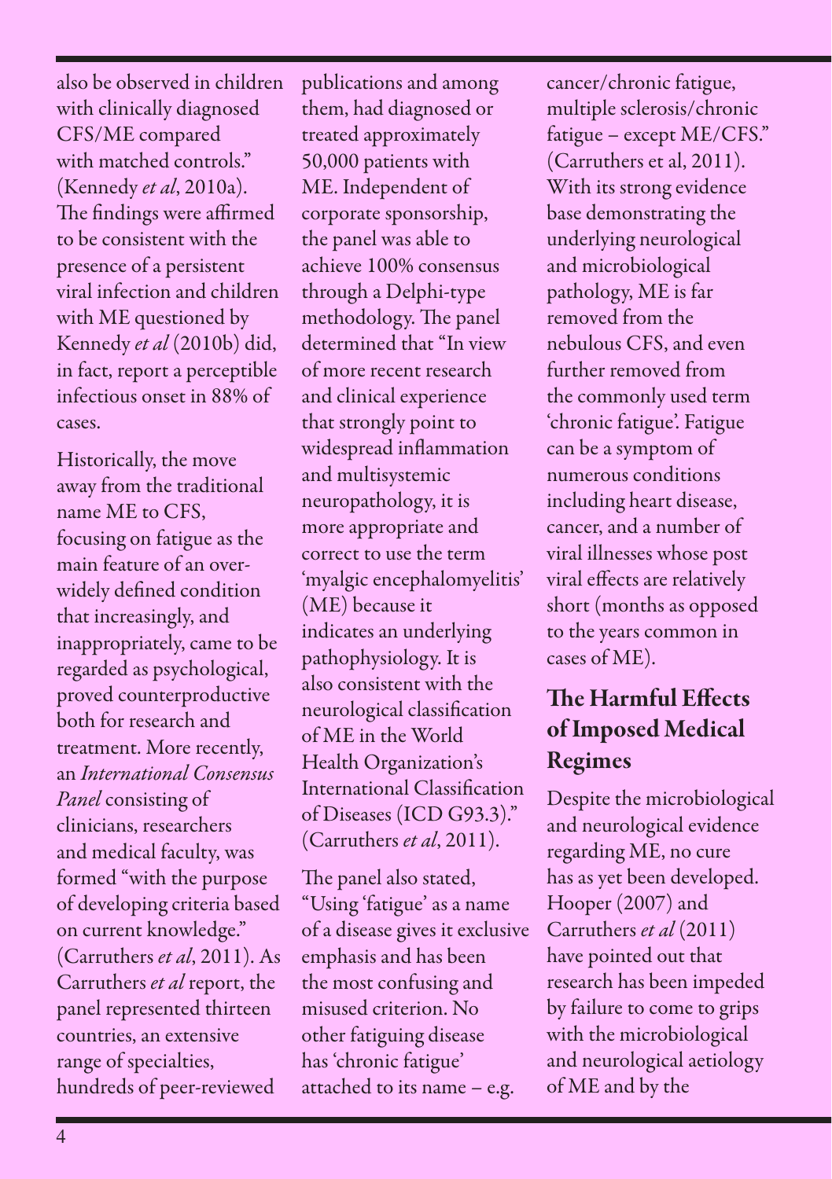also be observed in children with clinically diagnosed CFS/ME compared with matched controls." (Kennedy *et al*, 2010a). The findings were affirmed to be consistent with the presence of a persistent viral infection and children with ME questioned by Kennedy *et al* (2010b) did, in fact, report a perceptible infectious onset in 88% of cases.

Historically, the move away from the traditional name ME to CFS, focusing on fatigue as the main feature of an over-widely defined condition that increasingly, and inappropriately, came to be regarded as psychological, proved counterproductive both for research and treatment. More recently, an *International Consensus Panel* consisting of clinicians, researchers and medical faculty, was formed "with the purpose of developing criteria based on current knowledge." (Carruthers *et al*, 2011). As Carruthers *et al* report, the panel represented thirteen countries, an extensive range of specialties, hundreds of peer-reviewed publications and among them, had diagnosed or treated approximately 50,000 patients with ME. Independent of corporate sponsorship, the panel was able to achieve 100% consensus through a Delphi-type methodology. The panel determined that "In view of more recent research and clinical experience that strongly point to widespread inflammation and multisystemic neuropathology, it is more appropriate and correct to use the term 'myalgic encephalomyelitis' (ME) because it indicates an underlying pathophysiology. It is also consistent with the neurological classification of ME in the World Health Organization's International Classification of Diseases (ICD G93.3)." (Carruthers *et al*, 2011).

The panel also stated, "Using 'fatigue' as a name of a disease gives it exclusive emphasis and has been the most confusing and misused criterion. No other fatiguing disease has 'chronic fatigue' attached to its name – e.g. cancer/chronic fatigue, multiple sclerosis/chronic fatigue – except ME/CFS." (Carruthers et al, 2011). With its strong evidence base demonstrating the underlying neurological and microbiological pathology, ME is far removed from the nebulous CFS, and even further removed from the commonly used term 'chronic fatigue'. Fatigue can be a symptom of numerous conditions including heart disease, cancer, and a number of viral illnesses whose post viral effects are relatively short (months as opposed to the years common in cases of ME).

## The Harmful Effects of Imposed Medical Regimes

Despite the microbiological and neurological evidence regarding ME, no cure has as yet been developed. Hooper (2007) and Carruthers *et al* (2011) have pointed out that research has been impeded by failure to come to grips with the microbiological and neurological aetiology of ME and by the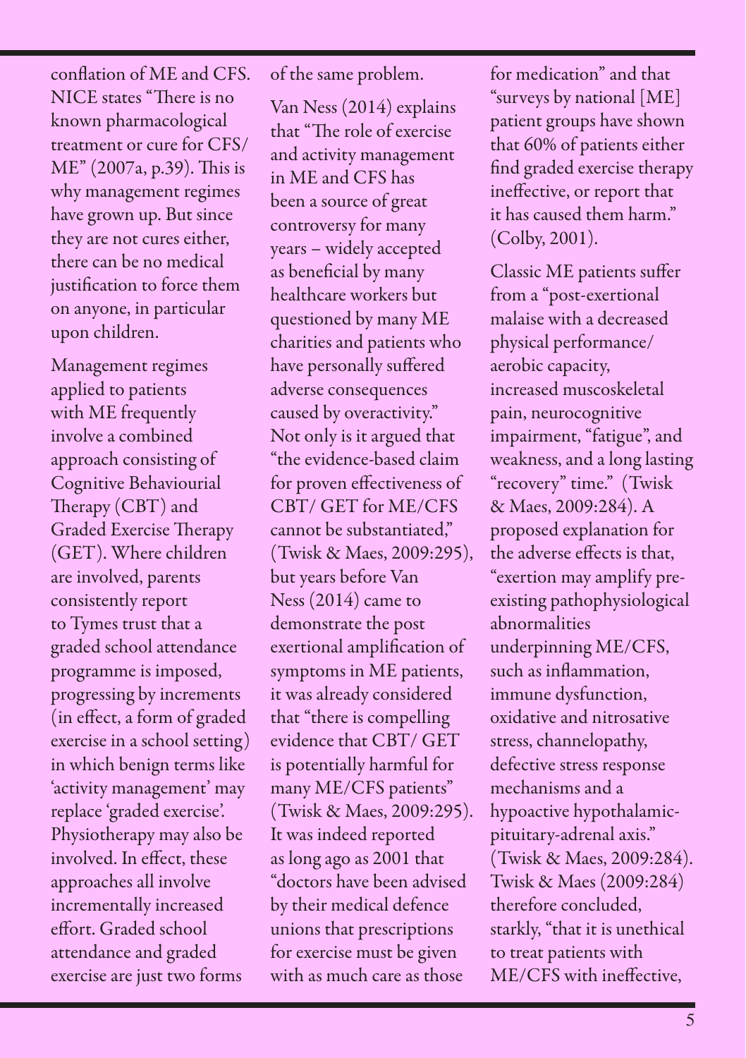conflation of ME and CFS. NICE states "There is no known pharmacological treatment or cure for CFS/ME" (2007a, p.39). This is why management regimes have grown up. But since they are not cures either, there can be no medical justification to force them on anyone, in particular upon children.

Management regimes applied to patients with ME frequently involve a combined approach consisting of Cognitive Behaviourial Therapy (CBT) and Graded Exercise Therapy (GET). Where children are involved, parents consistently report to Tymes trust that a graded school attendance programme is imposed, progressing by increments (in effect, a form of graded exercise in a school setting) in which benign terms like 'activity management' may replace 'graded exercise'. Physiotherapy may also be involved. In effect, these approaches all involve incrementally increased effort. Graded school attendance and graded exercise are just two forms of the same problem.

Van Ness (2014) explains that "The role of exercise and activity management in ME and CFS has been a source of great controversy for many years – widely accepted as beneficial by many healthcare workers but questioned by many ME charities and patients who have personally suffered adverse consequences caused by overactivity." Not only is it argued that "the evidence-based claim for proven effectiveness of CBT/ GET for ME/CFS cannot be substantiated," (Twisk & Maes, 2009:295), but years before Van Ness (2014) came to demonstrate the post exertional amplification of symptoms in ME patients, it was already considered that "there is compelling evidence that CBT/ GET is potentially harmful for many ME/CFS patients" (Twisk & Maes, 2009:295). It was indeed reported as long ago as 2001 that "doctors have been advised by their medical defence unions that prescriptions for exercise must be given with as much care as those for medication" and that "surveys by national [ME] patient groups have shown that 60% of patients either find graded exercise therapy ineffective, or report that it has caused them harm." (Colby, 2001).

Classic ME patients suffer from a "post-exertional malaise with a decreased physical performance/ aerobic capacity, increased muscoskeletal pain, neurocognitive impairment, "fatigue", and weakness, and a long lasting "recovery" time." (Twisk & Maes, 2009:284). A proposed explanation for the adverse effects is that, "exertion may amplify pre-existing pathophysiological abnormalities underpinning ME/CFS, such as inflammation, immune dysfunction, oxidative and nitrosative stress, channelopathy, defective stress response mechanisms and a hypoactive hypothalamic-pituitary-adrenal axis." (Twisk & Maes, 2009:284). Twisk & Maes (2009:284) therefore concluded, starkly, "that it is unethical to treat patients with ME/CFS with ineffective,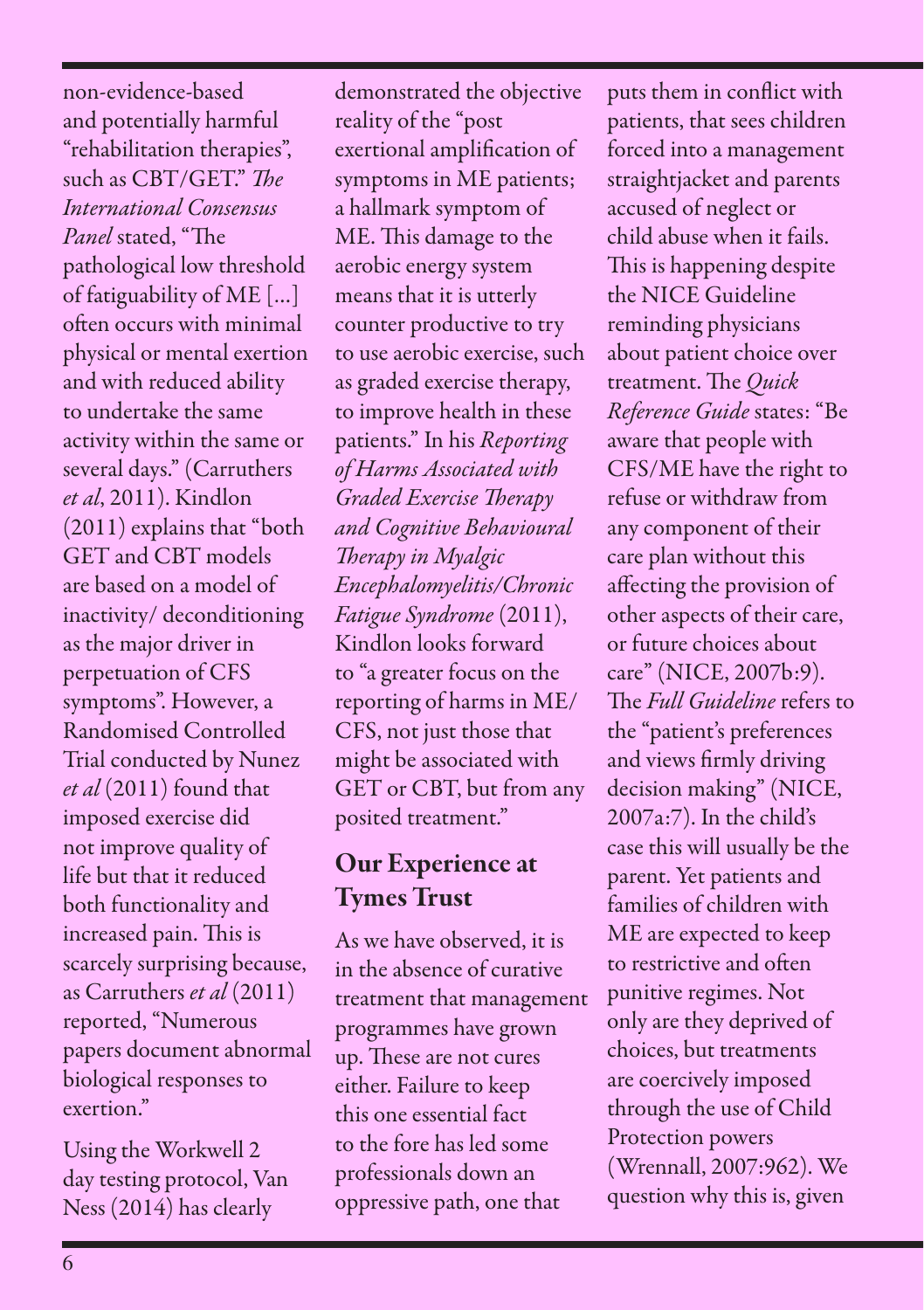non-evidence-based and potentially harmful "rehabilitation therapies", such as CBT/GET." *The International Consensus Panel* stated, "The pathological low threshold of fatiguability of ME [...] often occurs with minimal physical or mental exertion and with reduced ability to undertake the same activity within the same or several days." (Carruthers *et al*, 2011). Kindlon (2011) explains that "both GET and CBT models are based on a model of inactivity/ deconditioning as the major driver in perpetuation of CFS symptoms". However, a Randomised Controlled Trial conducted by Nunez *et al* (2011) found that imposed exercise did not improve quality of life but that it reduced both functionality and increased pain. This is scarcely surprising because, as Carruthers *et al* (2011) reported, "Numerous papers document abnormal biological responses to exertion."

Using the Workwell 2 day testing protocol, Van Ness (2014) has clearly demonstrated the objective reality of the "post exertional amplification of symptoms in ME patients; a hallmark symptom of ME. This damage to the aerobic energy system means that it is utterly counter productive to try to use aerobic exercise, such as graded exercise therapy, to improve health in these patients." In his *Reporting of Harms Associated with Graded Exercise Therapy and Cognitive Behavioural Therapy in Myalgic Encephalomyelitis/Chronic Fatigue Syndrome* (2011), Kindlon looks forward to "a greater focus on the reporting of harms in ME/ CFS, not just those that might be associated with GET or CBT, but from any posited treatment."

## Our Experience at Tymes Trust

As we have observed, it is in the absence of curative treatment that management programmes have grown up. These are not cures either. Failure to keep this one essential fact to the fore has led some professionals down an oppressive path, one that puts them in conflict with patients, that sees children forced into a management straightjacket and parents accused of neglect or child abuse when it fails. This is happening despite the NICE Guideline reminding physicians about patient choice over treatment. The *Quick Reference Guide* states: "Be aware that people with CFS/ME have the right to refuse or withdraw from any component of their care plan without this affecting the provision of other aspects of their care, or future choices about care" (NICE, 2007b:9). The *Full Guideline* refers to the "patient's preferences and views firmly driving decision making" (NICE, 2007a:7). In the child's case this will usually be the parent. Yet patients and families of children with ME are expected to keep to restrictive and often punitive regimes. Not only are they deprived of choices, but treatments are coercively imposed through the use of Child Protection powers (Wrennall, 2007:962). We question why this is, given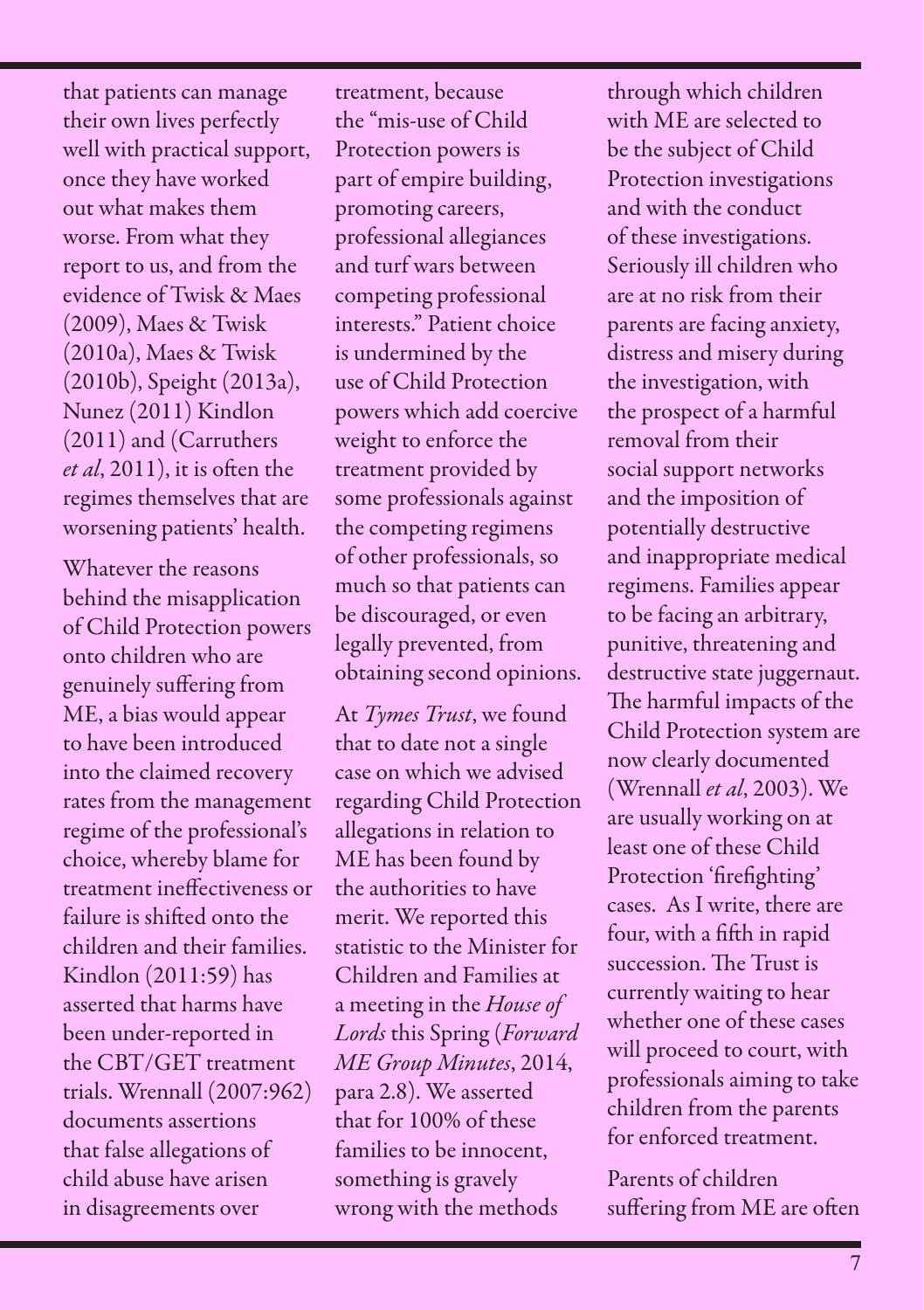that patients can manage their own lives perfectly well with practical support, once they have worked out what makes them worse. From what they report to us, and from the evidence of Twisk & Maes (2009), Maes & Twisk (2010a), Maes & Twisk (2010b), Speight (2013a), Nunez (2011) Kindlon (2011) and (Carruthers *et al*, 2011), it is often the regimes themselves that are worsening patients' health.

Whatever the reasons behind the misapplication of Child Protection powers onto children who are genuinely suffering from ME, a bias would appear to have been introduced into the claimed recovery rates from the management regime of the professional's choice, whereby blame for treatment ineffectiveness or failure is shifted onto the children and their families. Kindlon (2011:59) has asserted that harms have been under-reported in the CBT/GET treatment trials. Wrennall (2007:962) documents assertions that false allegations of child abuse have arisen in disagreements over treatment, because the "mis-use of Child Protection powers is part of empire building, promoting careers, professional allegiances and turf wars between competing professional interests." Patient choice is undermined by the use of Child Protection powers which add coercive weight to enforce the treatment provided by some professionals against the competing regimens of other professionals, so much so that patients can be discouraged, or even legally prevented, from obtaining second opinions.

At *Tymes Trust*, we found that to date not a single case on which we advised regarding Child Protection allegations in relation to ME has been found by the authorities to have merit. We reported this statistic to the Minister for Children and Families at a meeting in the *House of Lords* this Spring (*Forward ME Group Minutes*, 2014, para 2.8). We asserted that for 100% of these families to be innocent, something is gravely wrong with the methods through which children with ME are selected to be the subject of Child Protection investigations and with the conduct of these investigations. Seriously ill children who are at no risk from their parents are facing anxiety, distress and misery during the investigation, with the prospect of a harmful removal from their social support networks and the imposition of potentially destructive and inappropriate medical regimens. Families appear to be facing an arbitrary, punitive, threatening and destructive state juggernaut. The harmful impacts of the Child Protection system are now clearly documented (Wrennall *et al*, 2003). We are usually working on at least one of these Child Protection 'firefighting' cases. As I write, there are four, with a fifth in rapid succession. The Trust is currently waiting to hear whether one of these cases will proceed to court, with professionals aiming to take children from the parents for enforced treatment.

Parents of children suffering from ME are often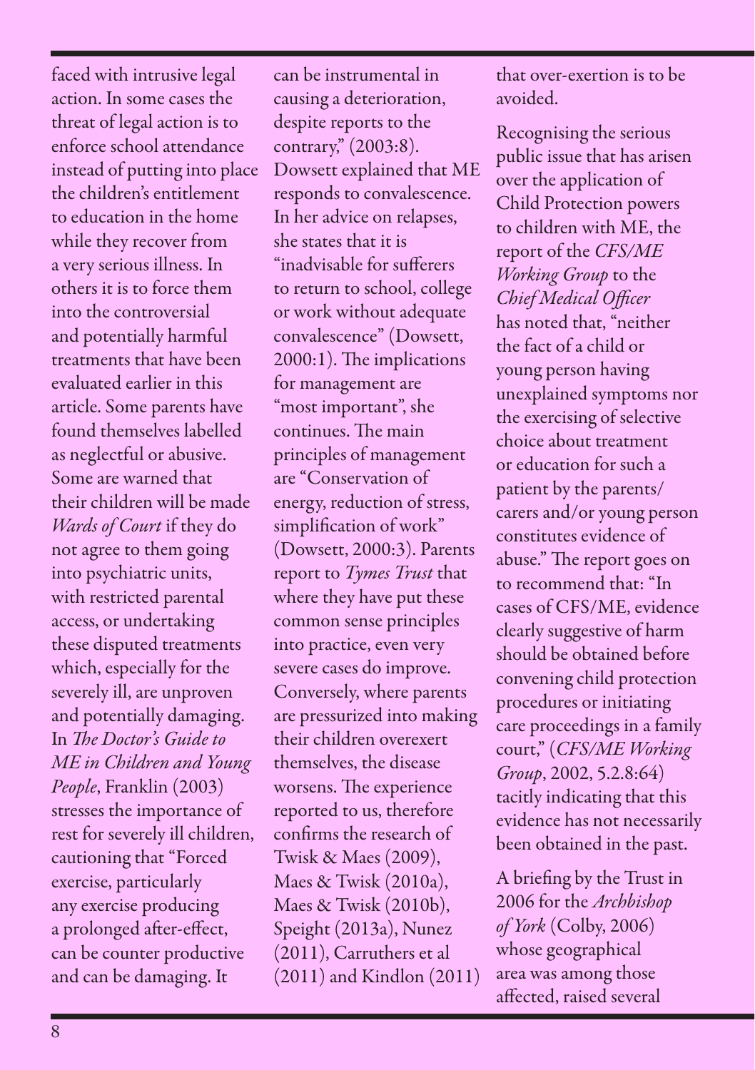faced with intrusive legal action. In some cases the threat of legal action is to enforce school attendance instead of putting into place the children's entitlement to education in the home while they recover from a very serious illness. In others it is to force them into the controversial and potentially harmful treatments that have been evaluated earlier in this article. Some parents have found themselves labelled as neglectful or abusive. Some are warned that their children will be made *Wards of Court* if they do not agree to them going into psychiatric units, with restricted parental access, or undertaking these disputed treatments which, especially for the severely ill, are unproven and potentially damaging. In *The Doctor's Guide to ME in Children and Young People*, Franklin (2003) stresses the importance of rest for severely ill children, cautioning that "Forced exercise, particularly any exercise producing a prolonged after-effect, can be counter productive and can be damaging. It can be instrumental in causing a deterioration, despite reports to the contrary," (2003:8). Dowsett explained that ME responds to convalescence. In her advice on relapses, she states that it is "inadvisable for sufferers to return to school, college or work without adequate convalescence" (Dowsett, 2000:1). The implications for management are "most important", she continues. The main principles of management are "Conservation of energy, reduction of stress, simplification of work" (Dowsett, 2000:3). Parents report to *Tymes Trust* that where they have put these common sense principles into practice, even very severe cases do improve. Conversely, where parents are pressurized into making their children overexert themselves, the disease worsens. The experience reported to us, therefore confirms the research of Twisk & Maes (2009), Maes & Twisk (2010a), Maes & Twisk (2010b), Speight (2013a), Nunez (2011), Carruthers et al (2011) and Kindlon (2011) that over-exertion is to be avoided.

Recognising the serious public issue that has arisen over the application of Child Protection powers to children with ME, the report of the *CFS/ME Working Group* to the *Chief Medical Officer* has noted that, "neither the fact of a child or young person having unexplained symptoms nor the exercising of selective choice about treatment or education for such a patient by the parents/carers and/or young person constitutes evidence of abuse." The report goes on to recommend that: "In cases of CFS/ME, evidence clearly suggestive of harm should be obtained before convening child protection procedures or initiating care proceedings in a family court," (*CFS/ME Working Group*, 2002, 5.2.8:64) tacitly indicating that this evidence has not necessarily been obtained in the past.

A briefing by the Trust in 2006 for the *Archbishop of York* (Colby, 2006) whose geographical area was among those affected, raised several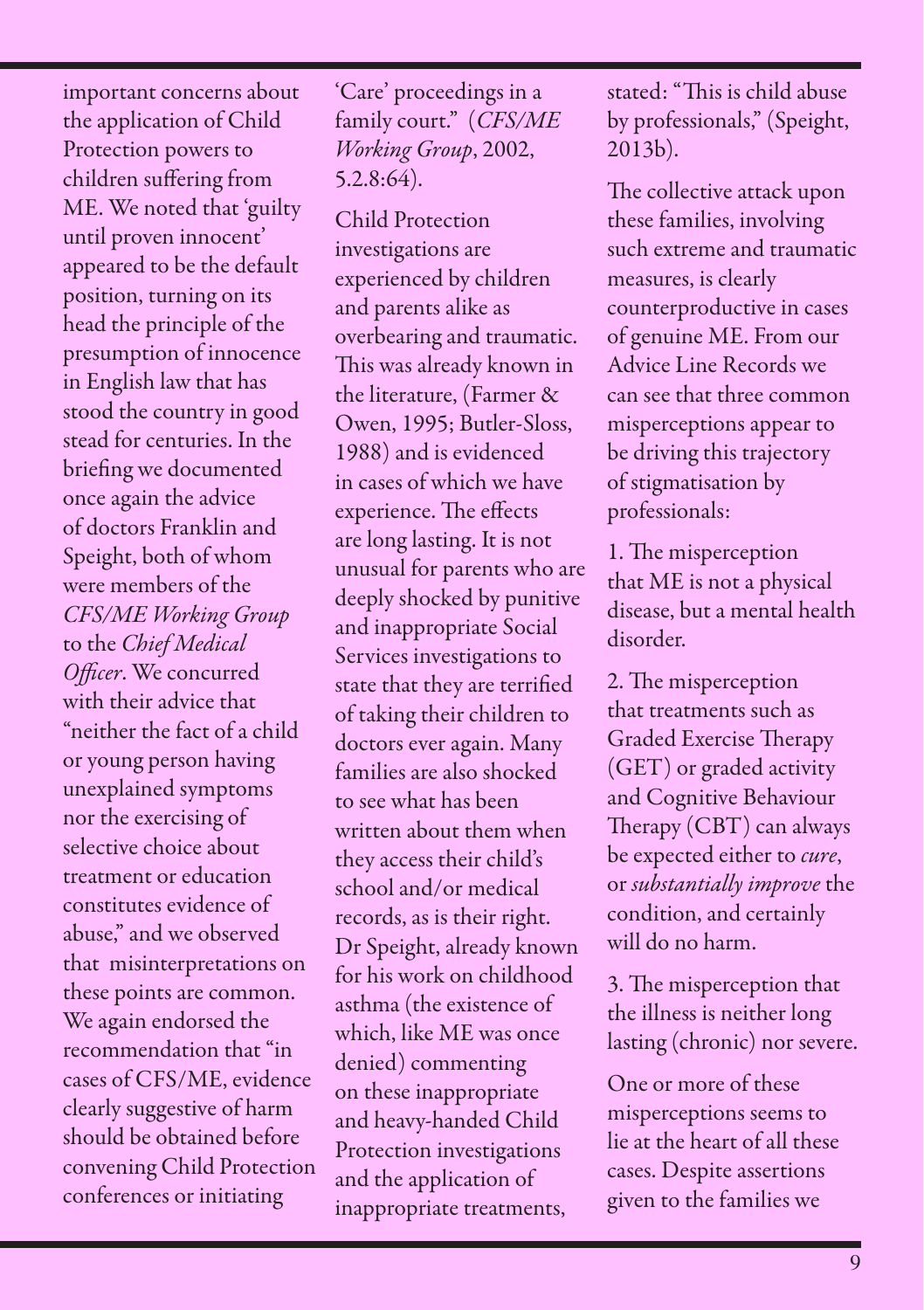important concerns about the application of Child Protection powers to children suffering from ME. We noted that 'guilty until proven innocent' appeared to be the default position, turning on its head the principle of the presumption of innocence in English law that has stood the country in good stead for centuries. In the briefing we documented once again the advice of doctors Franklin and Speight, both of whom were members of the *CFS/ME Working Group* to the *Chief Medical Officer*. We concurred with their advice that "neither the fact of a child or young person having unexplained symptoms nor the exercising of selective choice about treatment or education constitutes evidence of abuse," and we observed that misinterpretations on these points are common. We again endorsed the recommendation that "in cases of CFS/ME, evidence clearly suggestive of harm should be obtained before convening Child Protection conferences or initiating 'Care' proceedings in a family court." (*CFS/ME Working Group*, 2002, 5.2.8:64).

Child Protection investigations are experienced by children and parents alike as overbearing and traumatic. This was already known in the literature, (Farmer & Owen, 1995; Butler-Sloss, 1988) and is evidenced in cases of which we have experience. The effects are long lasting. It is not unusual for parents who are deeply shocked by punitive and inappropriate Social Services investigations to state that they are terrified of taking their children to doctors ever again. Many families are also shocked to see what has been written about them when they access their child's school and/or medical records, as is their right. Dr Speight, already known for his work on childhood asthma (the existence of which, like ME was once denied) commenting on these inappropriate and heavy-handed Child Protection investigations and the application of inappropriate treatments, stated: "This is child abuse by professionals," (Speight, 2013b).

The collective attack upon these families, involving such extreme and traumatic measures, is clearly counterproductive in cases of genuine ME. From our Advice Line Records we can see that three common misperceptions appear to be driving this trajectory of stigmatisation by professionals:

1. The misperception that ME is not a physical disease, but a mental health disorder.

2. The misperception that treatments such as Graded Exercise Therapy (GET) or graded activity and Cognitive Behaviour Therapy (CBT) can always be expected either to *cure*, or *substantially improve* the condition, and certainly will do no harm.

3. The misperception that the illness is neither long lasting (chronic) nor severe.

One or more of these misperceptions seems to lie at the heart of all these cases. Despite assertions given to the families we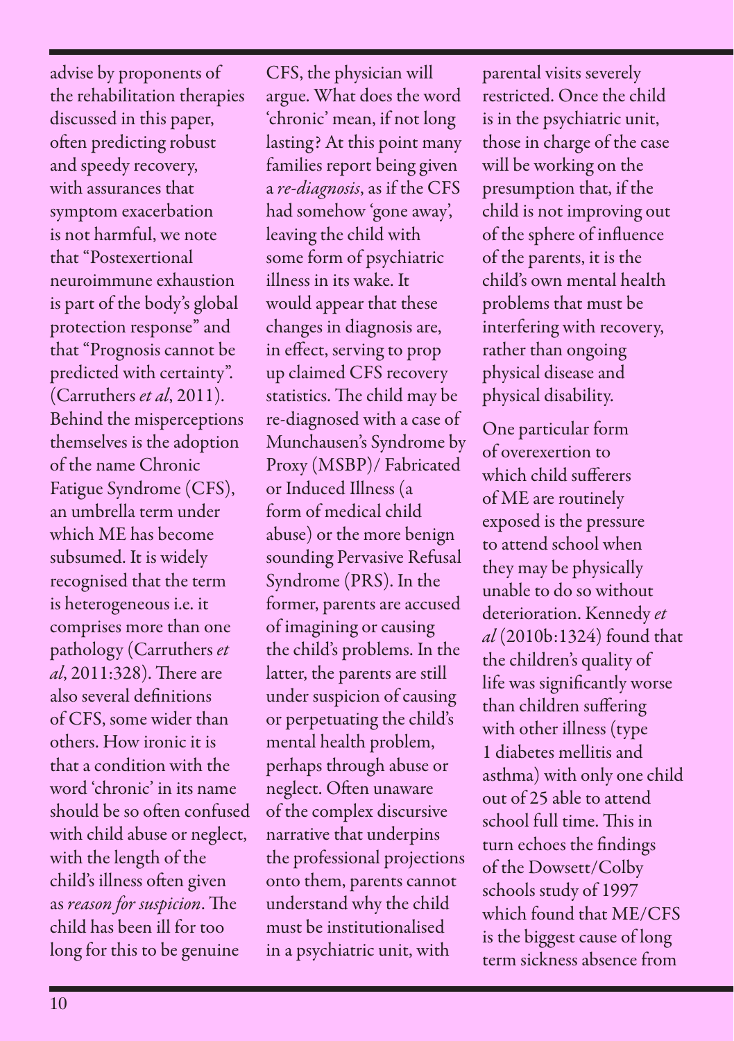advise by proponents of the rehabilitation therapies discussed in this paper, often predicting robust and speedy recovery, with assurances that symptom exacerbation is not harmful, we note that "Postexertional neuroimmune exhaustion is part of the body's global protection response" and that "Prognosis cannot be predicted with certainty". (Carruthers *et al*, 2011). Behind the misperceptions themselves is the adoption of the name Chronic Fatigue Syndrome (CFS), an umbrella term under which ME has become subsumed. It is widely recognised that the term is heterogeneous i.e. it comprises more than one pathology (Carruthers *et al*, 2011:328). There are also several definitions of CFS, some wider than others. How ironic it is that a condition with the word 'chronic' in its name should be so often confused with child abuse or neglect, with the length of the child's illness often given as *reason for suspicion*. The child has been ill for too long for this to be genuine CFS, the physician will argue. What does the word 'chronic' mean, if not long lasting? At this point many families report being given a *re-diagnosis*, as if the CFS had somehow 'gone away', leaving the child with some form of psychiatric illness in its wake. It would appear that these changes in diagnosis are, in effect, serving to prop up claimed CFS recovery statistics. The child may be re-diagnosed with a case of Munchausen's Syndrome by Proxy (MSBP)/ Fabricated or Induced Illness (a form of medical child abuse) or the more benign sounding Pervasive Refusal Syndrome (PRS). In the former, parents are accused of imagining or causing the child's problems. In the latter, the parents are still under suspicion of causing or perpetuating the child's mental health problem, perhaps through abuse or neglect. Often unaware of the complex discursive narrative that underpins the professional projections onto them, parents cannot understand why the child must be institutionalised in a psychiatric unit, with parental visits severely restricted. Once the child is in the psychiatric unit, those in charge of the case will be working on the presumption that, if the child is not improving out of the sphere of influence of the parents, it is the child's own mental health problems that must be interfering with recovery, rather than ongoing physical disease and physical disability.

One particular form of overexertion to which child sufferers of ME are routinely exposed is the pressure to attend school when they may be physically unable to do so without deterioration. Kennedy *et al* (2010b:1324) found that the children's quality of life was significantly worse than children suffering with other illness (type 1 diabetes mellitis and asthma) with only one child out of 25 able to attend school full time. This in turn echoes the findings of the Dowsett/Colby schools study of 1997 which found that ME/CFS is the biggest cause of long term sickness absence from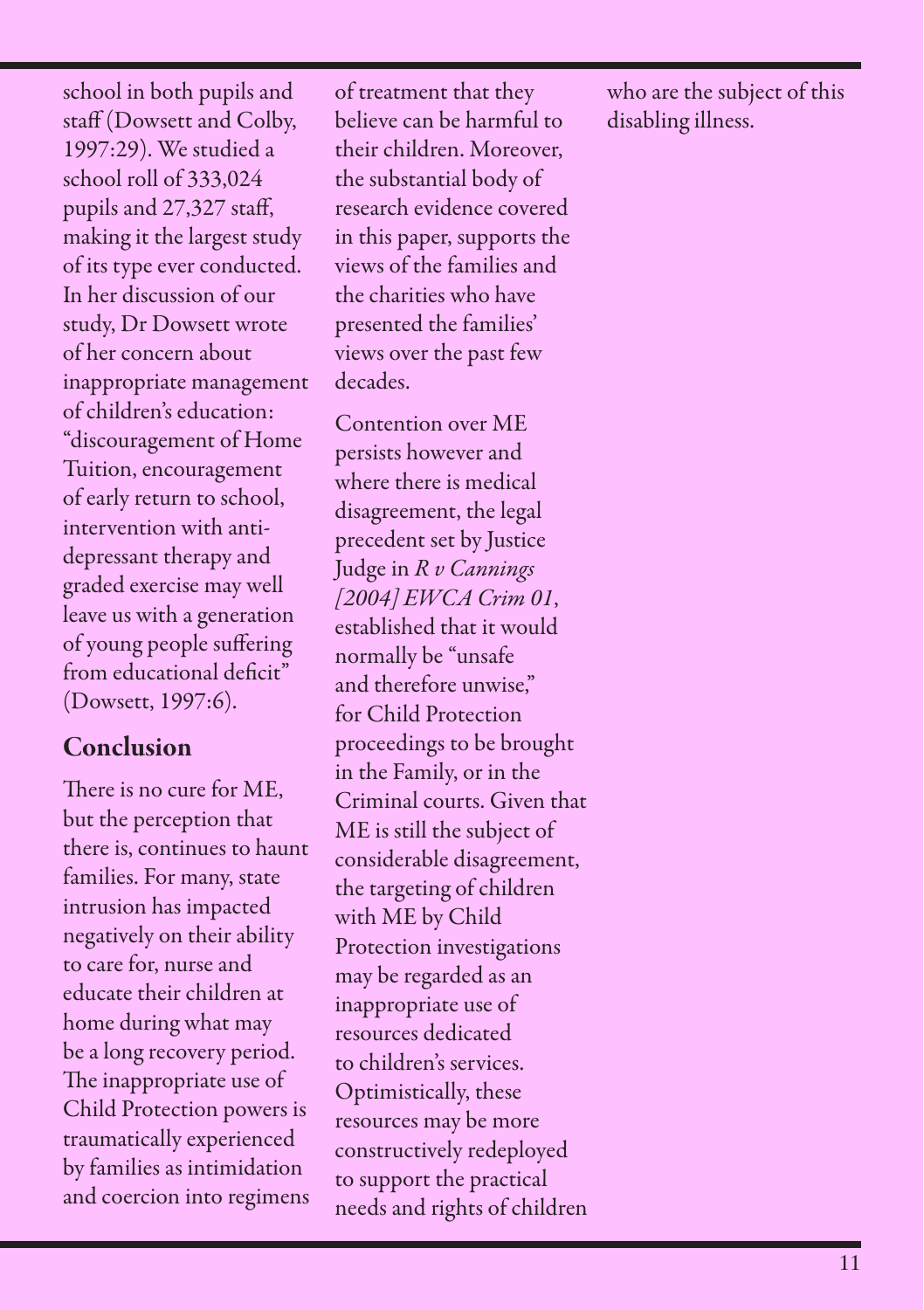school in both pupils and staff (Dowsett and Colby, 1997:29). We studied a school roll of 333,024 pupils and 27,327 staff, making it the largest study of its type ever conducted. In her discussion of our study, Dr Dowsett wrote of her concern about inappropriate management of children's education: "discouragement of Home Tuition, encouragement of early return to school, intervention with anti-depressant therapy and graded exercise may well leave us with a generation of young people suffering from educational deficit" (Dowsett, 1997:6).

## Conclusion

There is no cure for ME, but the perception that there is, continues to haunt families. For many, state intrusion has impacted negatively on their ability to care for, nurse and educate their children at home during what may be a long recovery period. The inappropriate use of Child Protection powers is traumatically experienced by families as intimidation and coercion into regimens of treatment that they believe can be harmful to their children. Moreover, the substantial body of research evidence covered in this paper, supports the views of the families and the charities who have presented the families' views over the past few decades.

Contention over ME persists however and where there is medical disagreement, the legal precedent set by Justice Judge in *R v Cannings [2004] EWCA Crim 01*, established that it would normally be "unsafe and therefore unwise," for Child Protection proceedings to be brought in the Family, or in the Criminal courts. Given that ME is still the subject of considerable disagreement, the targeting of children with ME by Child Protection investigations may be regarded as an inappropriate use of resources dedicated to children's services. Optimistically, these resources may be more constructively redeployed to support the practical needs and rights of children who are the subject of this disabling illness.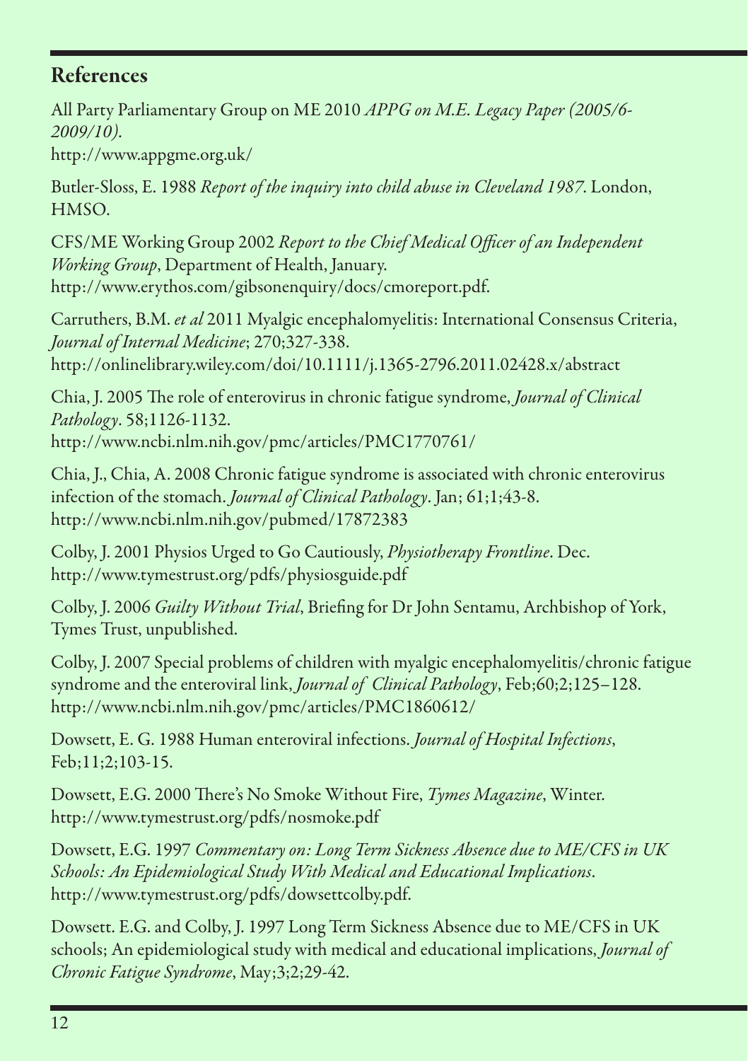## References

All Party Parliamentary Group on ME 2010 *APPG on M.E. Legacy Paper (2005/6-2009/10)*.
http://www.appgme.org.uk/

Butler-Sloss, E. 1988 *Report of the inquiry into child abuse in Cleveland 1987*. London, HMSO.

CFS/ME Working Group 2002 *Report to the Chief Medical Officer of an Independent Working Group*, Department of Health, January.
http://www.erythos.com/gibsonenquiry/docs/cmoreport.pdf.

Carruthers, B.M. *et al* 2011 Myalgic encephalomyelitis: International Consensus Criteria, *Journal of Internal Medicine*; 270;327-338.
http://onlinelibrary.wiley.com/doi/10.1111/j.1365-2796.2011.02428.x/abstract

Chia, J. 2005 The role of enterovirus in chronic fatigue syndrome, *Journal of Clinical Pathology*. 58;1126-1132.
http://www.ncbi.nlm.nih.gov/pmc/articles/PMC1770761/

Chia, J., Chia, A. 2008 Chronic fatigue syndrome is associated with chronic enterovirus infection of the stomach. *Journal of Clinical Pathology*. Jan; 61;1;43-8.
http://www.ncbi.nlm.nih.gov/pubmed/17872383

Colby, J. 2001 Physios Urged to Go Cautiously, *Physiotherapy Frontline*. Dec.
http://www.tymestrust.org/pdfs/physiosguide.pdf

Colby, J. 2006 *Guilty Without Trial*, Briefing for Dr John Sentamu, Archbishop of York, Tymes Trust, unpublished.

Colby, J. 2007 Special problems of children with myalgic encephalomyelitis/chronic fatigue syndrome and the enteroviral link, *Journal of Clinical Pathology*, Feb;60;2;125–128.
http://www.ncbi.nlm.nih.gov/pmc/articles/PMC1860612/

Dowsett, E. G. 1988 Human enteroviral infections. *Journal of Hospital Infections*, Feb;11;2;103-15.

Dowsett, E.G. 2000 There's No Smoke Without Fire, *Tymes Magazine*, Winter.
http://www.tymestrust.org/pdfs/nosmoke.pdf

Dowsett, E.G. 1997 *Commentary on: Long Term Sickness Absence due to ME/CFS in UK Schools: An Epidemiological Study With Medical and Educational Implications*.
http://www.tymestrust.org/pdfs/dowsettcolby.pdf.

Dowsett. E.G. and Colby, J. 1997 Long Term Sickness Absence due to ME/CFS in UK schools; An epidemiological study with medical and educational implications, *Journal of Chronic Fatigue Syndrome*, May;3;2;29-42.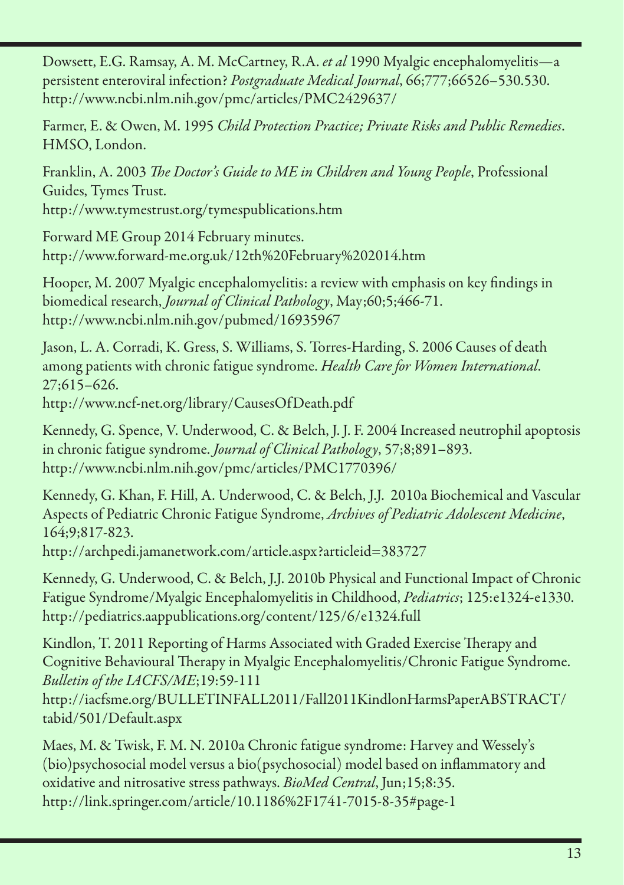Dowsett, E.G. Ramsay, A. M. McCartney, R.A. *et al* 1990 Myalgic encephalomyelitis—a persistent enteroviral infection? *Postgraduate Medical Journal*, 66;777;66526–530.530. http://www.ncbi.nlm.nih.gov/pmc/articles/PMC2429637/

Farmer, E. & Owen, M. 1995 *Child Protection Practice; Private Risks and Public Remedies*. HMSO, London.

Franklin, A. 2003 *The Doctor's Guide to ME in Children and Young People*, Professional Guides, Tymes Trust.
http://www.tymestrust.org/tymespublications.htm

Forward ME Group 2014 February minutes.
http://www.forward-me.org.uk/12th%20February%202014.htm

Hooper, M. 2007 Myalgic encephalomyelitis: a review with emphasis on key findings in biomedical research, *Journal of Clinical Pathology*, May;60;5;466-71.
http://www.ncbi.nlm.nih.gov/pubmed/16935967

Jason, L. A. Corradi, K. Gress, S. Williams, S. Torres-Harding, S. 2006 Causes of death among patients with chronic fatigue syndrome. *Health Care for Women International*. 27;615–626.
http://www.ncf-net.org/library/CausesOfDeath.pdf

Kennedy, G. Spence, V. Underwood, C. & Belch, J. J. F. 2004 Increased neutrophil apoptosis in chronic fatigue syndrome. *Journal of Clinical Pathology*, 57;8;891–893.
http://www.ncbi.nlm.nih.gov/pmc/articles/PMC1770396/

Kennedy, G. Khan, F. Hill, A. Underwood, C. & Belch, J.J. 2010a Biochemical and Vascular Aspects of Pediatric Chronic Fatigue Syndrome, *Archives of Pediatric Adolescent Medicine*, 164;9;817-823.
http://archpedi.jamanetwork.com/article.aspx?articleid=383727

Kennedy, G. Underwood, C. & Belch, J.J. 2010b Physical and Functional Impact of Chronic Fatigue Syndrome/Myalgic Encephalomyelitis in Childhood, *Pediatrics*; 125:e1324-e1330.
http://pediatrics.aappublications.org/content/125/6/e1324.full

Kindlon, T. 2011 Reporting of Harms Associated with Graded Exercise Therapy and Cognitive Behavioural Therapy in Myalgic Encephalomyelitis/Chronic Fatigue Syndrome. *Bulletin of the IACFS/ME*;19:59-111
http://iacfsme.org/BULLETINFALL2011/Fall2011KindlonHarmsPaperABSTRACT/tabid/501/Default.aspx

Maes, M. & Twisk, F. M. N. 2010a Chronic fatigue syndrome: Harvey and Wessely's (bio)psychosocial model versus a bio(psychosocial) model based on inflammatory and oxidative and nitrosative stress pathways. *BioMed Central*, Jun;15;8:35.
http://link.springer.com/article/10.1186%2F1741-7015-8-35#page-1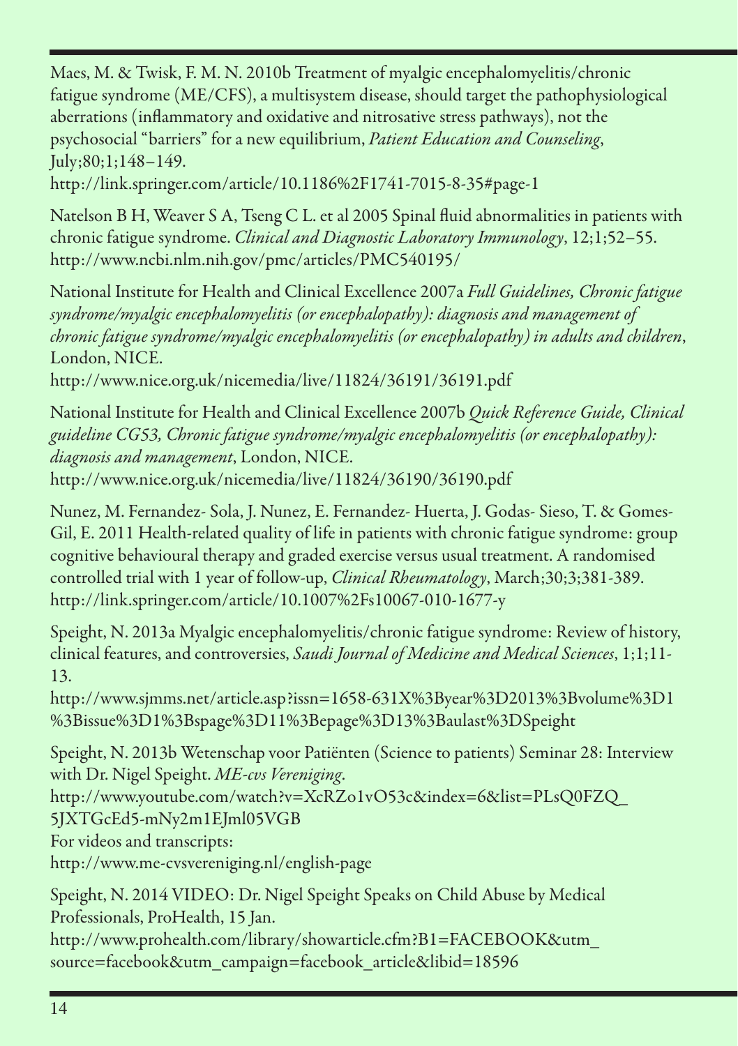Maes, M. & Twisk, F. M. N. 2010b Treatment of myalgic encephalomyelitis/chronic fatigue syndrome (ME/CFS), a multisystem disease, should target the pathophysiological aberrations (inflammatory and oxidative and nitrosative stress pathways), not the psychosocial "barriers" for a new equilibrium, *Patient Education and Counseling*, July;80;1;148–149.
http://link.springer.com/article/10.1186%2F1741-7015-8-35#page-1

Natelson B H, Weaver S A, Tseng C L. et al 2005 Spinal fluid abnormalities in patients with chronic fatigue syndrome. *Clinical and Diagnostic Laboratory Immunology*, 12;1;52–55.
http://www.ncbi.nlm.nih.gov/pmc/articles/PMC540195/

National Institute for Health and Clinical Excellence 2007a *Full Guidelines, Chronic fatigue syndrome/myalgic encephalomyelitis (or encephalopathy): diagnosis and management of chronic fatigue syndrome/myalgic encephalomyelitis (or encephalopathy) in adults and children*, London, NICE.
http://www.nice.org.uk/nicemedia/live/11824/36191/36191.pdf

National Institute for Health and Clinical Excellence 2007b *Quick Reference Guide, Clinical guideline CG53, Chronic fatigue syndrome/myalgic encephalomyelitis (or encephalopathy): diagnosis and management*, London, NICE.
http://www.nice.org.uk/nicemedia/live/11824/36190/36190.pdf

Nunez, M. Fernandez- Sola, J. Nunez, E. Fernandez- Huerta, J. Godas- Sieso, T. & Gomes-Gil, E. 2011 Health-related quality of life in patients with chronic fatigue syndrome: group cognitive behavioural therapy and graded exercise versus usual treatment. A randomised controlled trial with 1 year of follow-up, *Clinical Rheumatology*, March;30;3;381-389.
http://link.springer.com/article/10.1007%2Fs10067-010-1677-y

Speight, N. 2013a Myalgic encephalomyelitis/chronic fatigue syndrome: Review of history, clinical features, and controversies, *Saudi Journal of Medicine and Medical Sciences*, 1;1;11-13.
http://www.sjmms.net/article.asp?issn=1658-631X%3Byear%3D2013%3Bvolume%3D1%3Bissue%3D1%3Bspage%3D11%3Bepage%3D13%3Baulast%3DSpeight

Speight, N. 2013b Wetenschap voor Patiënten (Science to patients) Seminar 28: Interview with Dr. Nigel Speight. *ME-cvs Vereniging*.
http://www.youtube.com/watch?v=XcRZo1vO53c&index=6&list=PLsQ0FZQ_5JXTGcEd5-mNy2m1EJml05VGB
For videos and transcripts:
http://www.me-cvsvereniging.nl/english-page

Speight, N. 2014 VIDEO: Dr. Nigel Speight Speaks on Child Abuse by Medical Professionals, ProHealth, 15 Jan.
http://www.prohealth.com/library/showarticle.cfm?B1=FACEBOOK&utm_source=facebook&utm_campaign=facebook_article&libid=18596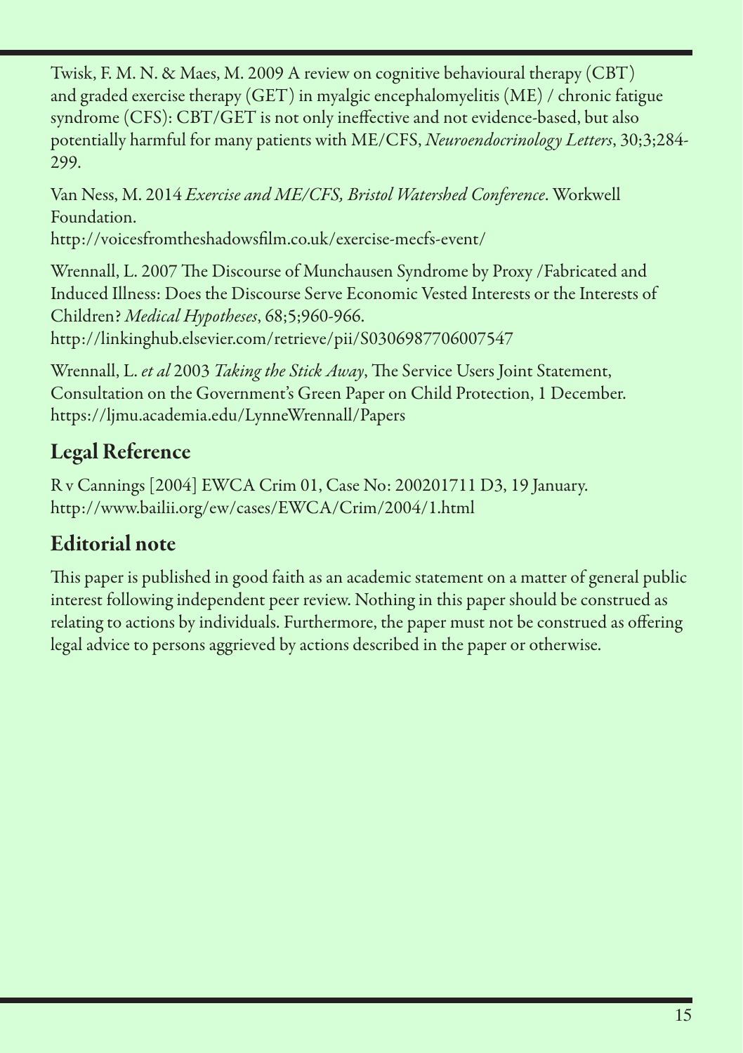Twisk, F. M. N. & Maes, M. 2009 A review on cognitive behavioural therapy (CBT) and graded exercise therapy (GET) in myalgic encephalomyelitis (ME) / chronic fatigue syndrome (CFS): CBT/GET is not only ineffective and not evidence-based, but also potentially harmful for many patients with ME/CFS, *Neuroendocrinology Letters*, 30;3;284-299.

Van Ness, M. 2014 *Exercise and ME/CFS, Bristol Watershed Conference*. Workwell Foundation.
http://voicesfromtheshadowsfilm.co.uk/exercise-mecfs-event/

Wrennall, L. 2007 The Discourse of Munchausen Syndrome by Proxy /Fabricated and Induced Illness: Does the Discourse Serve Economic Vested Interests or the Interests of Children? *Medical Hypotheses*, 68;5;960-966.
http://linkinghub.elsevier.com/retrieve/pii/S0306987706007547

Wrennall, L. *et al* 2003 *Taking the Stick Away*, The Service Users Joint Statement, Consultation on the Government's Green Paper on Child Protection, 1 December.
https://ljmu.academia.edu/LynneWrennall/Papers

## Legal Reference

R v Cannings [2004] EWCA Crim 01, Case No: 200201711 D3, 19 January.
http://www.bailii.org/ew/cases/EWCA/Crim/2004/1.html

## Editorial note

This paper is published in good faith as an academic statement on a matter of general public interest following independent peer review. Nothing in this paper should be construed as relating to actions by individuals. Furthermore, the paper must not be construed as offering legal advice to persons aggrieved by actions described in the paper or otherwise.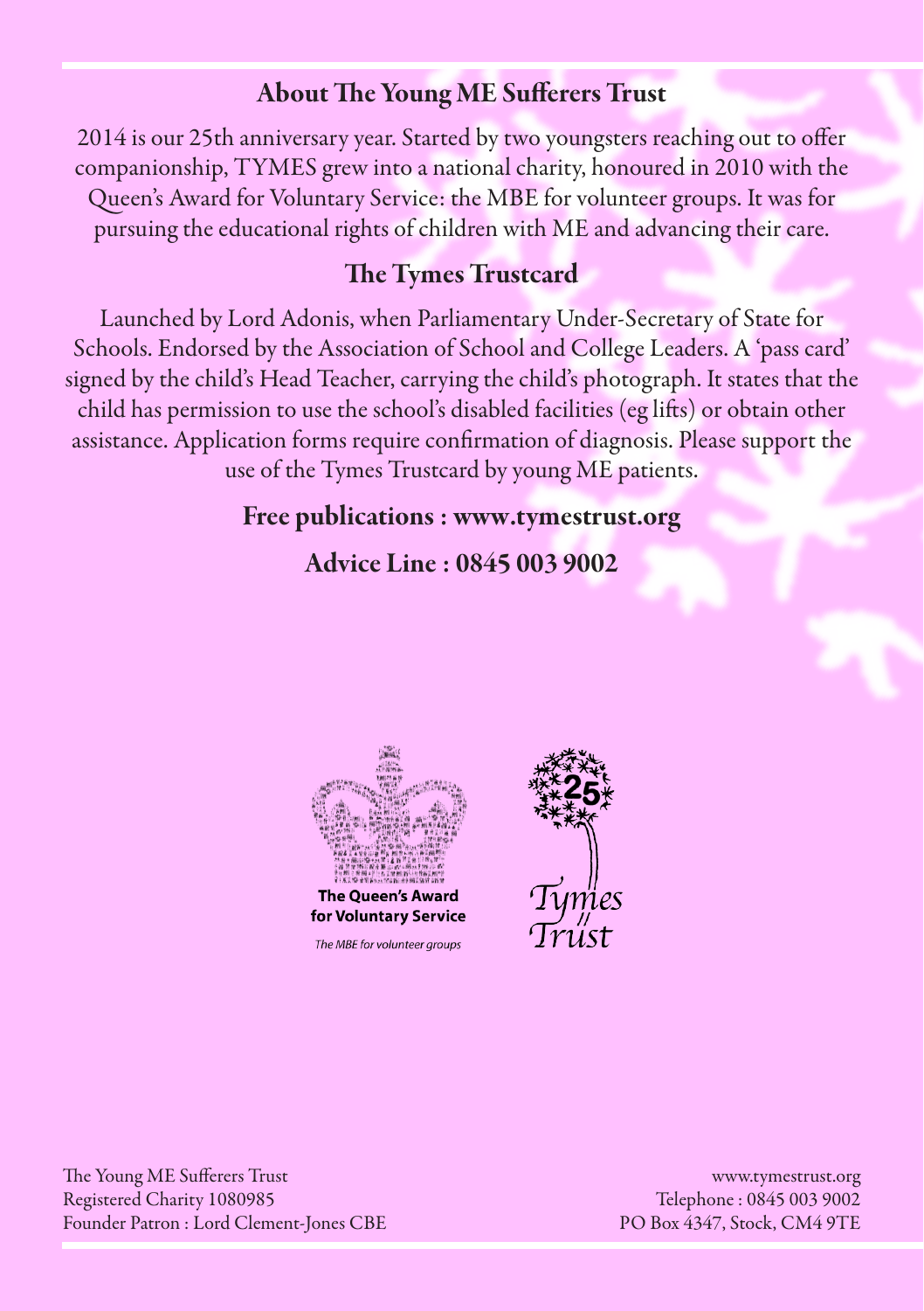## About The Young ME Sufferers Trust

2014 is our 25th anniversary year. Started by two youngsters reaching out to offer companionship, TYMES grew into a national charity, honoured in 2010 with the Queen's Award for Voluntary Service: the MBE for volunteer groups. It was for pursuing the educational rights of children with ME and advancing their care.

## The Tymes Trustcard

Launched by Lord Adonis, when Parliamentary Under-Secretary of State for Schools. Endorsed by the Association of School and College Leaders. A 'pass card' signed by the child's Head Teacher, carrying the child's photograph. It states that the child has permission to use the school's disabled facilities (eg lifts) or obtain other assistance. Application forms require confirmation of diagnosis. Please support the use of the Tymes Trustcard by young ME patients.

**Free publications : www.tymestrust.org**

**Advice Line : 0845 003 9002**

**The Queen's Award for Voluntary Service**

*The MBE for volunteer groups*

25

Tymes Trust

The Young ME Sufferers Trust
Registered Charity 1080985
Founder Patron : Lord Clement-Jones CBE

www.tymestrust.org
Telephone : 0845 003 9002
PO Box 4347, Stock, CM4 9TE